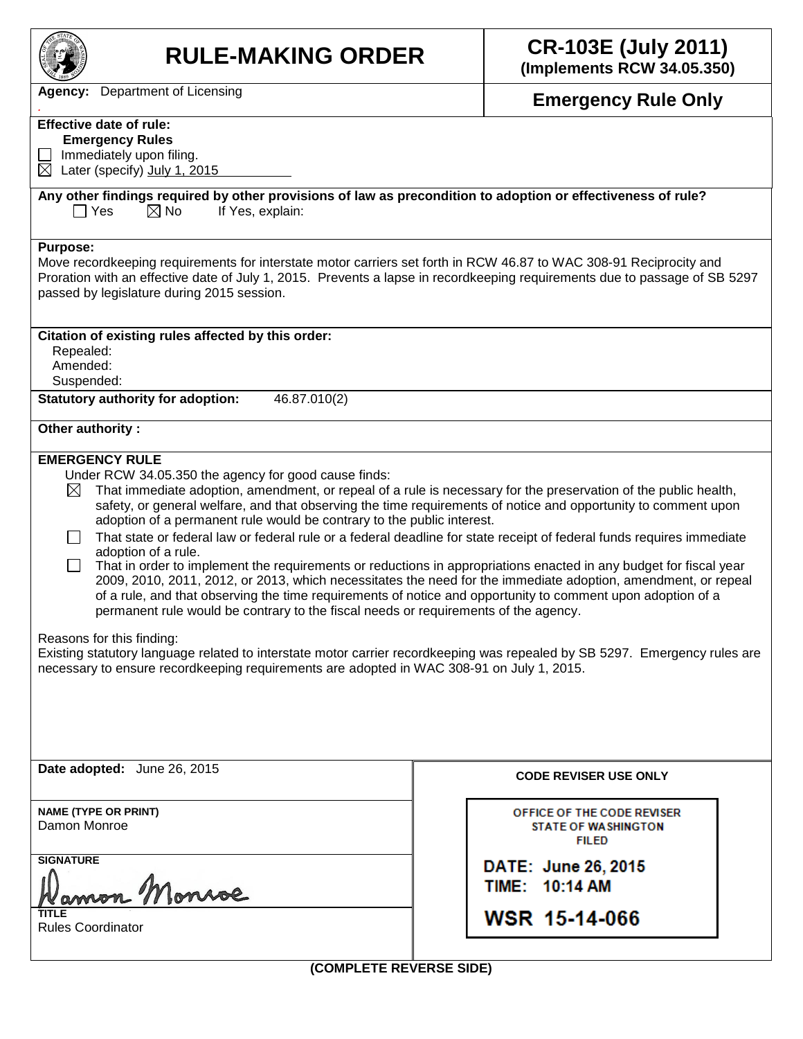# RULE-MAKING ORDER

**CR-103E (July 2011)**
**(Implements RCW 34.05.350)**

**Agency:** Department of Licensing

**Emergency Rule Only**

**Effective date of rule:**
**Emergency Rules**
☐ Immediately upon filing.
☒ Later (specify) July 1, 2015

**Any other findings required by other provisions of law as precondition to adoption or effectiveness of rule?**
☐ Yes ☒ No If Yes, explain:

**Purpose:**
Move recordkeeping requirements for interstate motor carriers set forth in RCW 46.87 to WAC 308-91 Reciprocity and Proration with an effective date of July 1, 2015. Prevents a lapse in recordkeeping requirements due to passage of SB 5297 passed by legislature during 2015 session.

**Citation of existing rules affected by this order:**
Repealed:
Amended:
Suspended:

**Statutory authority for adoption:** 46.87.010(2)

**Other authority :**

**EMERGENCY RULE**
Under RCW 34.05.350 the agency for good cause finds:
☒ That immediate adoption, amendment, or repeal of a rule is necessary for the preservation of the public health, safety, or general welfare, and that observing the time requirements of notice and opportunity to comment upon adoption of a permanent rule would be contrary to the public interest.
☐ That state or federal law or federal rule or a federal deadline for state receipt of federal funds requires immediate adoption of a rule.
☐ That in order to implement the requirements or reductions in appropriations enacted in any budget for fiscal year 2009, 2010, 2011, 2012, or 2013, which necessitates the need for the immediate adoption, amendment, or repeal of a rule, and that observing the time requirements of notice and opportunity to comment upon adoption of a permanent rule would be contrary to the fiscal needs or requirements of the agency.

Reasons for this finding:
Existing statutory language related to interstate motor carrier recordkeeping was repealed by SB 5297. Emergency rules are necessary to ensure recordkeeping requirements are adopted in WAC 308-91 on July 1, 2015.

**Date adopted:** June 26, 2015

**NAME (TYPE OR PRINT)**
Damon Monroe

**SIGNATURE**
Damon Monroe

**TITLE**
Rules Coordinator

**CODE REVISER USE ONLY**

OFFICE OF THE CODE REVISER
STATE OF WASHINGTON
FILED

DATE: June 26, 2015
TIME: 10:14 AM

WSR 15-14-066

**(COMPLETE REVERSE SIDE)**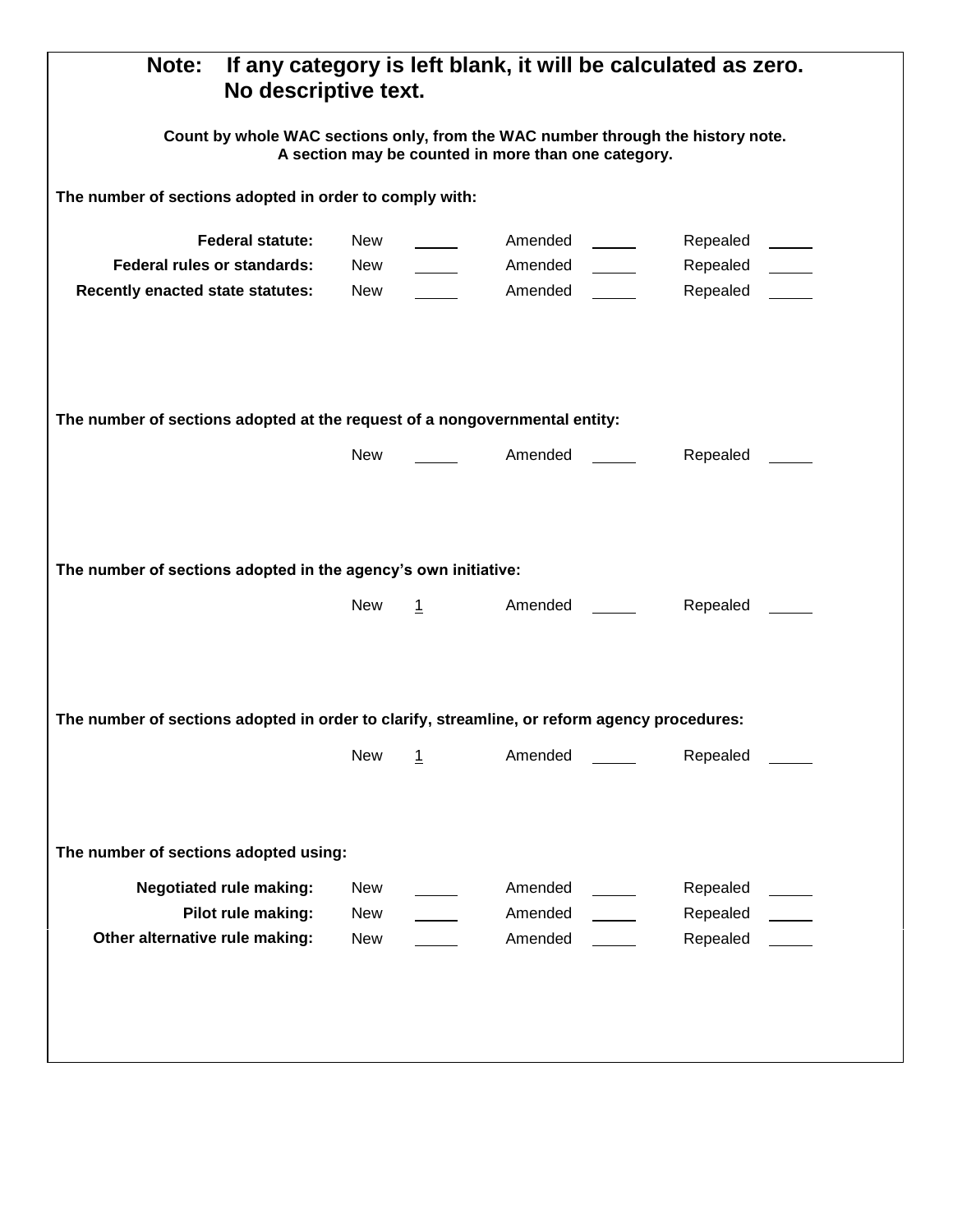**Note: If any category is left blank, it will be calculated as zero. No descriptive text.**

**Count by whole WAC sections only, from the WAC number through the history note. A section may be counted in more than one category.**

**The number of sections adopted in order to comply with:**

| | | | | | | |
|---|---|---|---|---|---|---|
| **Federal statute:** | New | | Amended | | Repealed | |
| **Federal rules or standards:** | New | | Amended | | Repealed | |
| **Recently enacted state statutes:** | New | | Amended | | Repealed | |

**The number of sections adopted at the request of a nongovernmental entity:**

| | | | | | |
|---|---|---|---|---|---|
| New | | Amended | | Repealed | |

**The number of sections adopted in the agency's own initiative:**

| | | | | | |
|---|---|---|---|---|---|
| New | 1 | Amended | | Repealed | |

**The number of sections adopted in order to clarify, streamline, or reform agency procedures:**

| | | | | | |
|---|---|---|---|---|---|
| New | 1 | Amended | | Repealed | |

**The number of sections adopted using:**

| | | | | | | |
|---|---|---|---|---|---|---|
| **Negotiated rule making:** | New | | Amended | | Repealed | |
| **Pilot rule making:** | New | | Amended | | Repealed | |
| **Other alternative rule making:** | New | | Amended | | Repealed | |